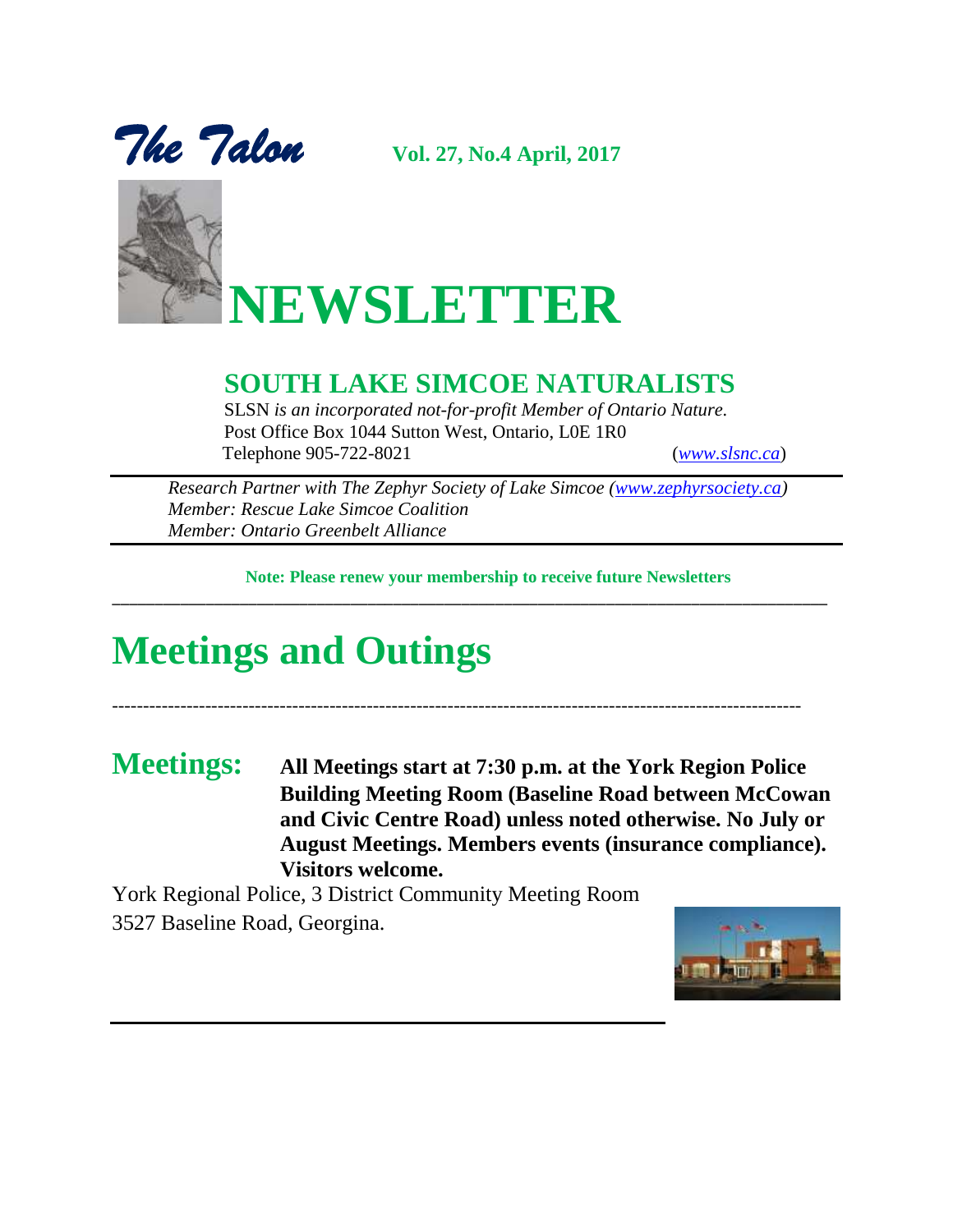# *The Talon*

**Vol. 27, No.4 April, 2017**

# NEWSLETTER

## SOUTH LAKE SIMCOE NATURALISTS

SLSN *is an incorporated not-for-profit Member of Ontario Nature.*
Post Office Box 1044 Sutton West, Ontario, L0E 1R0
Telephone 905-722-8021 (*www.slsnc.ca*)

*Research Partner with The Zephyr Society of Lake Simcoe (www.zephyrsociety.ca)*
*Member: Rescue Lake Simcoe Coalition*
*Member: Ontario Greenbelt Alliance*

**Note: Please renew your membership to receive future Newsletters**

---

# Meetings and Outings

---

## Meetings:

**All Meetings start at 7:30 p.m. at the York Region Police Building Meeting Room (Baseline Road between McCowan and Civic Centre Road) unless noted otherwise. No July or August Meetings. Members events (insurance compliance). Visitors welcome.**

York Regional Police, 3 District Community Meeting Room
3527 Baseline Road, Georgina.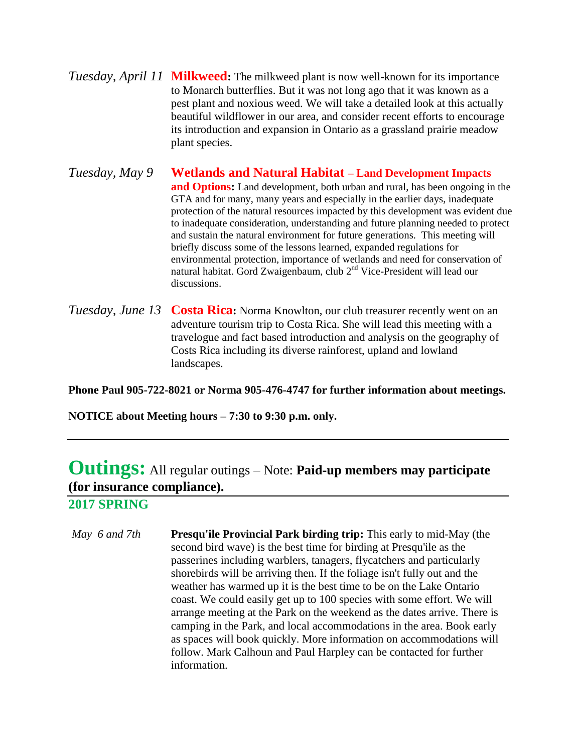*Tuesday, April 11* **Milkweed:** The milkweed plant is now well-known for its importance to Monarch butterflies. But it was not long ago that it was known as a pest plant and noxious weed. We will take a detailed look at this actually beautiful wildflower in our area, and consider recent efforts to encourage its introduction and expansion in Ontario as a grassland prairie meadow plant species.

*Tuesday, May 9* **Wetlands and Natural Habitat – Land Development Impacts and Options:** Land development, both urban and rural, has been ongoing in the GTA and for many, many years and especially in the earlier days, inadequate protection of the natural resources impacted by this development was evident due to inadequate consideration, understanding and future planning needed to protect and sustain the natural environment for future generations. This meeting will briefly discuss some of the lessons learned, expanded regulations for environmental protection, importance of wetlands and need for conservation of natural habitat. Gord Zwaigenbaum, club 2nd Vice-President will lead our discussions.

*Tuesday, June 13* **Costa Rica:** Norma Knowlton, our club treasurer recently went on an adventure tourism trip to Costa Rica. She will lead this meeting with a travelogue and fact based introduction and analysis on the geography of Costs Rica including its diverse rainforest, upland and lowland landscapes.

**Phone Paul 905-722-8021 or Norma 905-476-4747 for further information about meetings.**

**NOTICE about Meeting hours – 7:30 to 9:30 p.m. only.**

---

# Outings: All regular outings – Note: **Paid-up members may participate (for insurance compliance).**

## 2017 SPRING

*May 6 and 7th* **Presqu'ile Provincial Park birding trip:** This early to mid-May (the second bird wave) is the best time for birding at Presqu'ile as the passerines including warblers, tanagers, flycatchers and particularly shorebirds will be arriving then. If the foliage isn't fully out and the weather has warmed up it is the best time to be on the Lake Ontario coast. We could easily get up to 100 species with some effort. We will arrange meeting at the Park on the weekend as the dates arrive. There is camping in the Park, and local accommodations in the area. Book early as spaces will book quickly. More information on accommodations will follow. Mark Calhoun and Paul Harpley can be contacted for further information.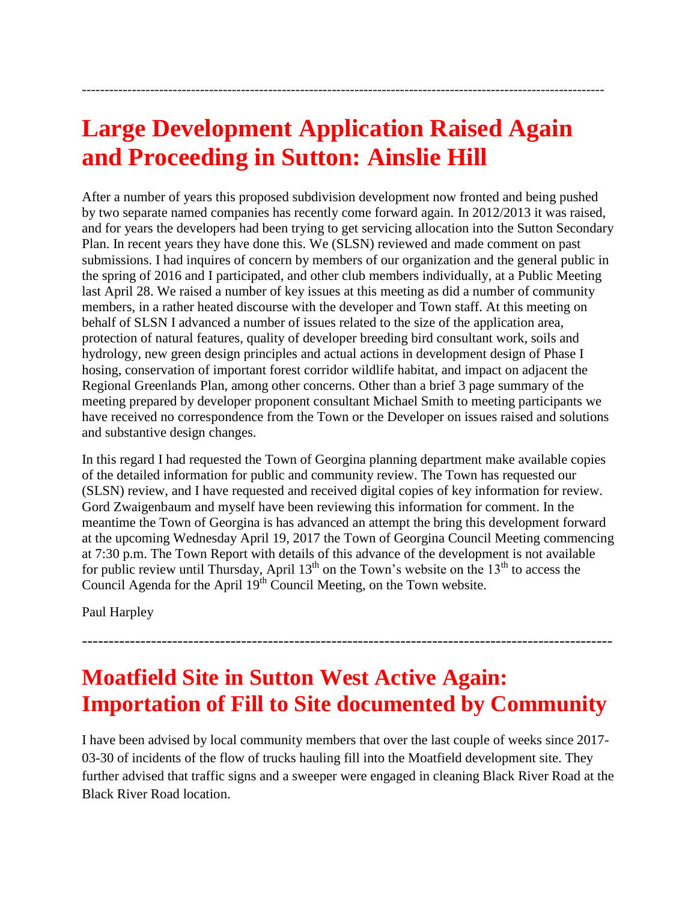---

# Large Development Application Raised Again and Proceeding in Sutton: Ainslie Hill

After a number of years this proposed subdivision development now fronted and being pushed by two separate named companies has recently come forward again. In 2012/2013 it was raised, and for years the developers had been trying to get servicing allocation into the Sutton Secondary Plan. In recent years they have done this. We (SLSN) reviewed and made comment on past submissions. I had inquires of concern by members of our organization and the general public in the spring of 2016 and I participated, and other club members individually, at a Public Meeting last April 28. We raised a number of key issues at this meeting as did a number of community members, in a rather heated discourse with the developer and Town staff. At this meeting on behalf of SLSN I advanced a number of issues related to the size of the application area, protection of natural features, quality of developer breeding bird consultant work, soils and hydrology, new green design principles and actual actions in development design of Phase I hosing, conservation of important forest corridor wildlife habitat, and impact on adjacent the Regional Greenlands Plan, among other concerns. Other than a brief 3 page summary of the meeting prepared by developer proponent consultant Michael Smith to meeting participants we have received no correspondence from the Town or the Developer on issues raised and solutions and substantive design changes.

In this regard I had requested the Town of Georgina planning department make available copies of the detailed information for public and community review. The Town has requested our (SLSN) review, and I have requested and received digital copies of key information for review. Gord Zwaigenbaum and myself have been reviewing this information for comment. In the meantime the Town of Georgina is has advanced an attempt the bring this development forward at the upcoming Wednesday April 19, 2017 the Town of Georgina Council Meeting commencing at 7:30 p.m. The Town Report with details of this advance of the development is not available for public review until Thursday, April 13th on the Town's website on the 13th to access the Council Agenda for the April 19th Council Meeting, on the Town website.

Paul Harpley

---

# Moatfield Site in Sutton West Active Again: Importation of Fill to Site documented by Community

I have been advised by local community members that over the last couple of weeks since 2017-03-30 of incidents of the flow of trucks hauling fill into the Moatfield development site. They further advised that traffic signs and a sweeper were engaged in cleaning Black River Road at the Black River Road location.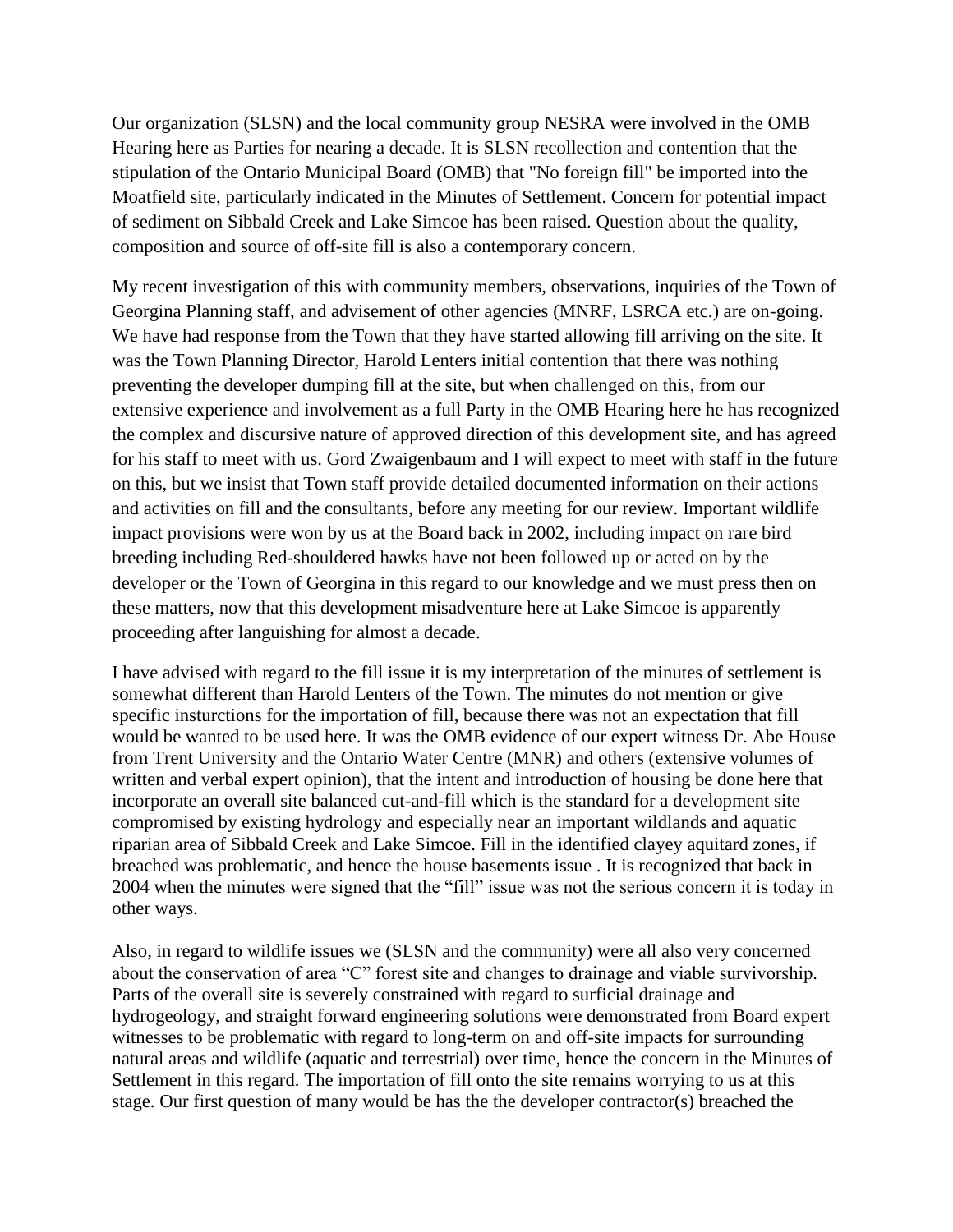Our organization (SLSN) and the local community group NESRA were involved in the OMB Hearing here as Parties for nearing a decade. It is SLSN recollection and contention that the stipulation of the Ontario Municipal Board (OMB) that "No foreign fill" be imported into the Moatfield site, particularly indicated in the Minutes of Settlement. Concern for potential impact of sediment on Sibbald Creek and Lake Simcoe has been raised. Question about the quality, composition and source of off-site fill is also a contemporary concern.

My recent investigation of this with community members, observations, inquiries of the Town of Georgina Planning staff, and advisement of other agencies (MNRF, LSRCA etc.) are on-going. We have had response from the Town that they have started allowing fill arriving on the site. It was the Town Planning Director, Harold Lenters initial contention that there was nothing preventing the developer dumping fill at the site, but when challenged on this, from our extensive experience and involvement as a full Party in the OMB Hearing here he has recognized the complex and discursive nature of approved direction of this development site, and has agreed for his staff to meet with us. Gord Zwaigenbaum and I will expect to meet with staff in the future on this, but we insist that Town staff provide detailed documented information on their actions and activities on fill and the consultants, before any meeting for our review. Important wildlife impact provisions were won by us at the Board back in 2002, including impact on rare bird breeding including Red-shouldered hawks have not been followed up or acted on by the developer or the Town of Georgina in this regard to our knowledge and we must press then on these matters, now that this development misadventure here at Lake Simcoe is apparently proceeding after languishing for almost a decade.

I have advised with regard to the fill issue it is my interpretation of the minutes of settlement is somewhat different than Harold Lenters of the Town. The minutes do not mention or give specific insturctions for the importation of fill, because there was not an expectation that fill would be wanted to be used here. It was the OMB evidence of our expert witness Dr. Abe House from Trent University and the Ontario Water Centre (MNR) and others (extensive volumes of written and verbal expert opinion), that the intent and introduction of housing be done here that incorporate an overall site balanced cut-and-fill which is the standard for a development site compromised by existing hydrology and especially near an important wildlands and aquatic riparian area of Sibbald Creek and Lake Simcoe. Fill in the identified clayey aquitard zones, if breached was problematic, and hence the house basements issue . It is recognized that back in 2004 when the minutes were signed that the "fill" issue was not the serious concern it is today in other ways.

Also, in regard to wildlife issues we (SLSN and the community) were all also very concerned about the conservation of area "C" forest site and changes to drainage and viable survivorship. Parts of the overall site is severely constrained with regard to surficial drainage and hydrogeology, and straight forward engineering solutions were demonstrated from Board expert witnesses to be problematic with regard to long-term on and off-site impacts for surrounding natural areas and wildlife (aquatic and terrestrial) over time, hence the concern in the Minutes of Settlement in this regard. The importation of fill onto the site remains worrying to us at this stage. Our first question of many would be has the the developer contractor(s) breached the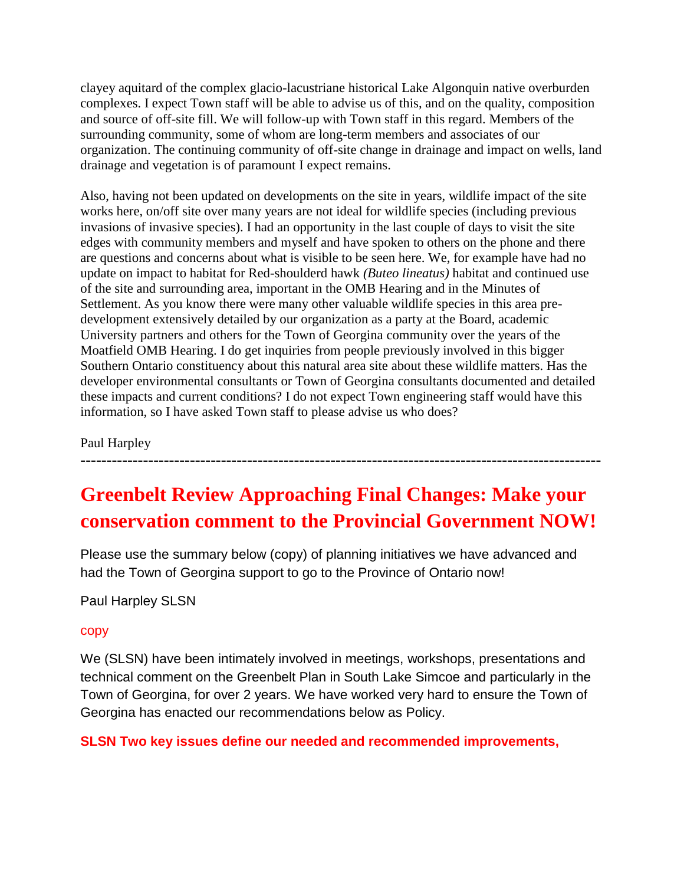clayey aquitard of the complex glacio-lacustriane historical Lake Algonquin native overburden complexes. I expect Town staff will be able to advise us of this, and on the quality, composition and source of off-site fill. We will follow-up with Town staff in this regard. Members of the surrounding community, some of whom are long-term members and associates of our organization. The continuing community of off-site change in drainage and impact on wells, land drainage and vegetation is of paramount I expect remains.

Also, having not been updated on developments on the site in years, wildlife impact of the site works here, on/off site over many years are not ideal for wildlife species (including previous invasions of invasive species). I had an opportunity in the last couple of days to visit the site edges with community members and myself and have spoken to others on the phone and there are questions and concerns about what is visible to be seen here. We, for example have had no update on impact to habitat for Red-shoulderd hawk *(Buteo lineatus)* habitat and continued use of the site and surrounding area, important in the OMB Hearing and in the Minutes of Settlement. As you know there were many other valuable wildlife species in this area pre-development extensively detailed by our organization as a party at the Board, academic University partners and others for the Town of Georgina community over the years of the Moatfield OMB Hearing. I do get inquiries from people previously involved in this bigger Southern Ontario constituency about this natural area site about these wildlife matters. Has the developer environmental consultants or Town of Georgina consultants documented and detailed these impacts and current conditions? I do not expect Town engineering staff would have this information, so I have asked Town staff to please advise us who does?

Paul Harpley

---

# Greenbelt Review Approaching Final Changes: Make your conservation comment to the Provincial Government NOW!

Please use the summary below (copy) of planning initiatives we have advanced and had the Town of Georgina support to go to the Province of Ontario now!

Paul Harpley SLSN

copy

We (SLSN) have been intimately involved in meetings, workshops, presentations and technical comment on the Greenbelt Plan in South Lake Simcoe and particularly in the Town of Georgina, for over 2 years. We have worked very hard to ensure the Town of Georgina has enacted our recommendations below as Policy.

**SLSN Two key issues define our needed and recommended improvements,**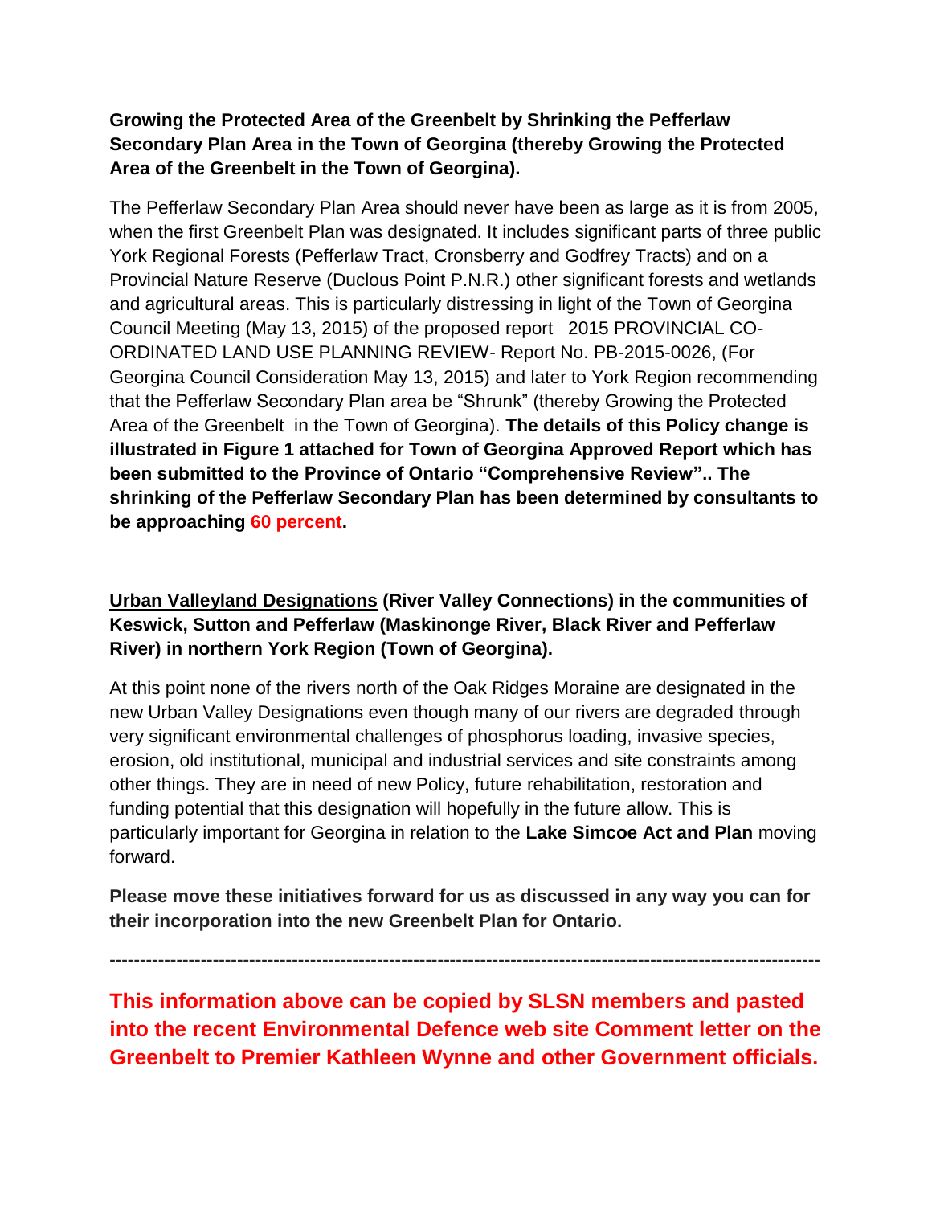**Growing the Protected Area of the Greenbelt by Shrinking the Pefferlaw Secondary Plan Area in the Town of Georgina (thereby Growing the Protected Area of the Greenbelt in the Town of Georgina).**

The Pefferlaw Secondary Plan Area should never have been as large as it is from 2005, when the first Greenbelt Plan was designated. It includes significant parts of three public York Regional Forests (Pefferlaw Tract, Cronsberry and Godfrey Tracts) and on a Provincial Nature Reserve (Duclous Point P.N.R.) other significant forests and wetlands and agricultural areas. This is particularly distressing in light of the Town of Georgina Council Meeting (May 13, 2015) of the proposed report 2015 PROVINCIAL CO-ORDINATED LAND USE PLANNING REVIEW- Report No. PB-2015-0026, (For Georgina Council Consideration May 13, 2015) and later to York Region recommending that the Pefferlaw Secondary Plan area be "Shrunk" (thereby Growing the Protected Area of the Greenbelt in the Town of Georgina). **The details of this Policy change is illustrated in Figure 1 attached for Town of Georgina Approved Report which has been submitted to the Province of Ontario "Comprehensive Review".. The shrinking of the Pefferlaw Secondary Plan has been determined by consultants to be approaching 60 percent.**

**<u>Urban Valleyland Designations</u> (River Valley Connections) in the communities of Keswick, Sutton and Pefferlaw (Maskinonge River, Black River and Pefferlaw River) in northern York Region (Town of Georgina).**

At this point none of the rivers north of the Oak Ridges Moraine are designated in the new Urban Valley Designations even though many of our rivers are degraded through very significant environmental challenges of phosphorus loading, invasive species, erosion, old institutional, municipal and industrial services and site constraints among other things. They are in need of new Policy, future rehabilitation, restoration and funding potential that this designation will hopefully in the future allow. This is particularly important for Georgina in relation to the **Lake Simcoe Act and Plan** moving forward.

**Please move these initiatives forward for us as discussed in any way you can for their incorporation into the new Greenbelt Plan for Ontario.**

---

**This information above can be copied by SLSN members and pasted into the recent Environmental Defence web site Comment letter on the Greenbelt to Premier Kathleen Wynne and other Government officials.**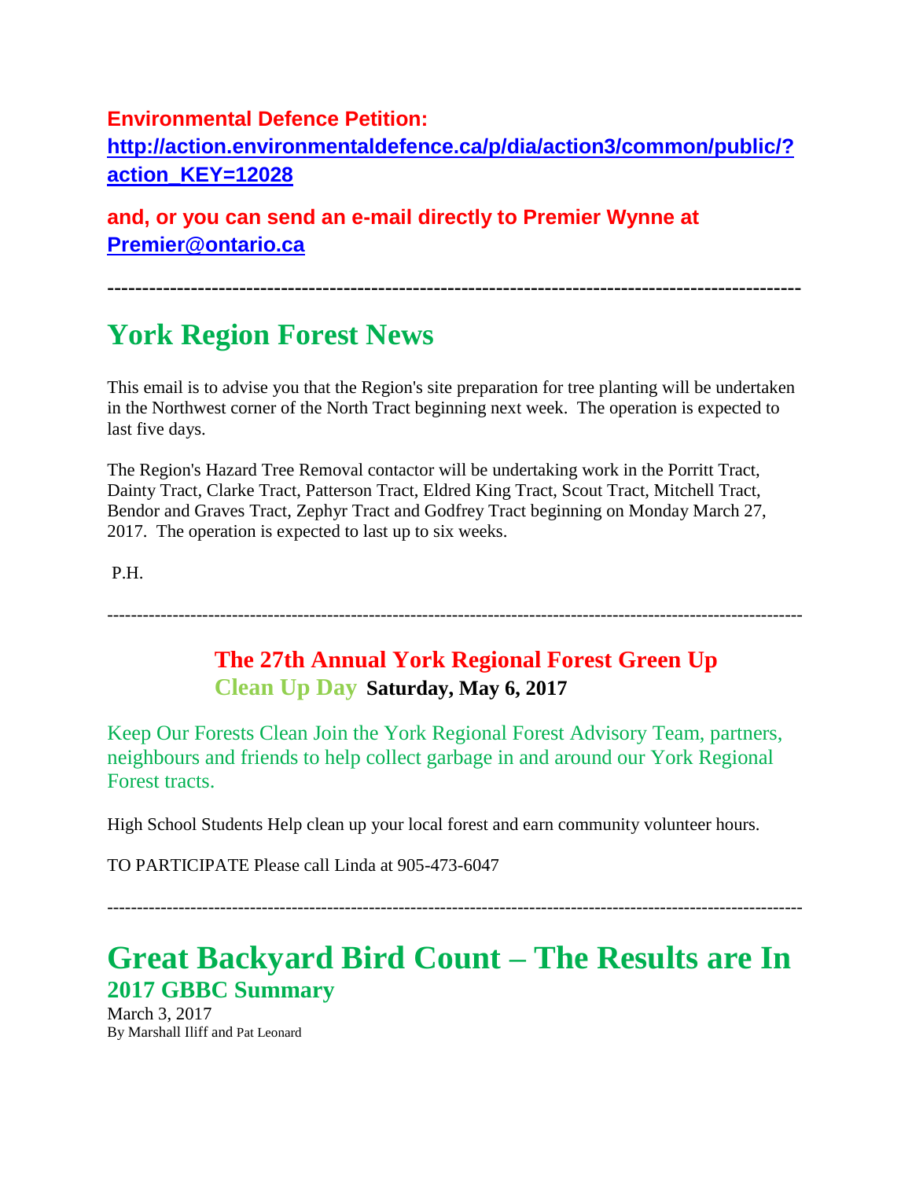**Environmental Defence Petition:**
**http://action.environmentaldefence.ca/p/dia/action3/common/public/?action_KEY=12028**

**and, or you can send an e-mail directly to Premier Wynne at Premier@ontario.ca**

---

# York Region Forest News

This email is to advise you that the Region's site preparation for tree planting will be undertaken in the Northwest corner of the North Tract beginning next week. The operation is expected to last five days.

The Region's Hazard Tree Removal contactor will be undertaking work in the Porritt Tract, Dainty Tract, Clarke Tract, Patterson Tract, Eldred King Tract, Scout Tract, Mitchell Tract, Bendor and Graves Tract, Zephyr Tract and Godfrey Tract beginning on Monday March 27, 2017. The operation is expected to last up to six weeks.

P.H.

---

## The 27th Annual York Regional Forest Green Up Clean Up Day **Saturday, May 6, 2017**

Keep Our Forests Clean Join the York Regional Forest Advisory Team, partners, neighbours and friends to help collect garbage in and around our York Regional Forest tracts.

High School Students Help clean up your local forest and earn community volunteer hours.

TO PARTICIPATE Please call Linda at 905-473-6047

---

# Great Backyard Bird Count – The Results are In

## 2017 GBBC Summary

March 3, 2017
By Marshall Iliff and Pat Leonard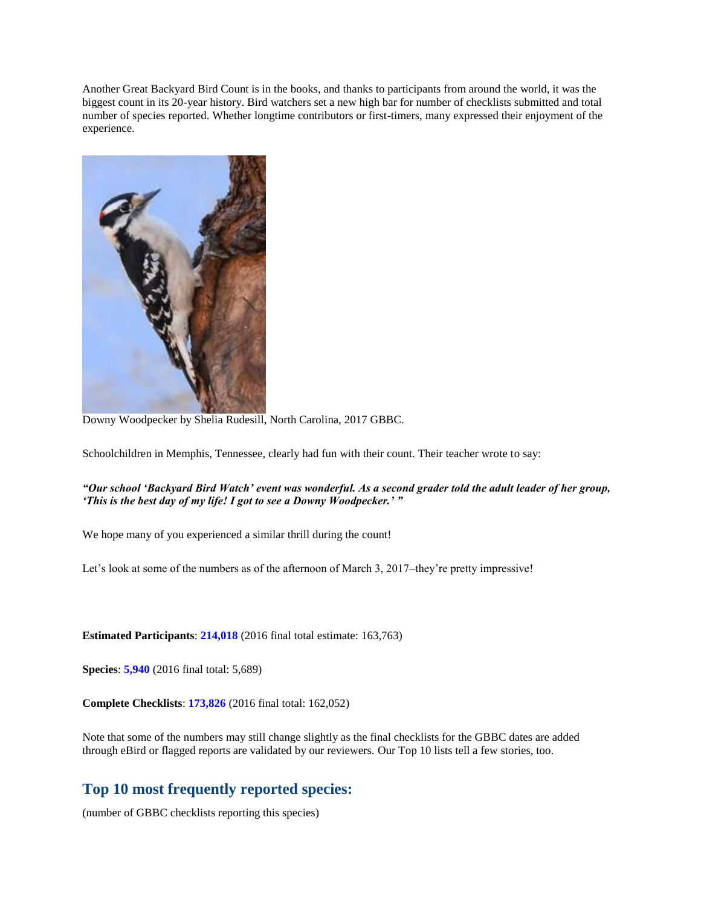Another Great Backyard Bird Count is in the books, and thanks to participants from around the world, it was the biggest count in its 20-year history. Bird watchers set a new high bar for number of checklists submitted and total number of species reported. Whether longtime contributors or first-timers, many expressed their enjoyment of the experience.

Downy Woodpecker by Shelia Rudesill, North Carolina, 2017 GBBC.

Schoolchildren in Memphis, Tennessee, clearly had fun with their count. Their teacher wrote to say:

***"Our school 'Backyard Bird Watch' event was wonderful. As a second grader told the adult leader of her group, 'This is the best day of my life! I got to see a Downy Woodpecker.' "***

We hope many of you experienced a similar thrill during the count!

Let's look at some of the numbers as of the afternoon of March 3, 2017–they're pretty impressive!

**Estimated Participants**: **214,018** (2016 final total estimate: 163,763)

**Species**: **5,940** (2016 final total: 5,689)

**Complete Checklists**: **173,826** (2016 final total: 162,052)

Note that some of the numbers may still change slightly as the final checklists for the GBBC dates are added through eBird or flagged reports are validated by our reviewers. Our Top 10 lists tell a few stories, too.

## Top 10 most frequently reported species:

(number of GBBC checklists reporting this species)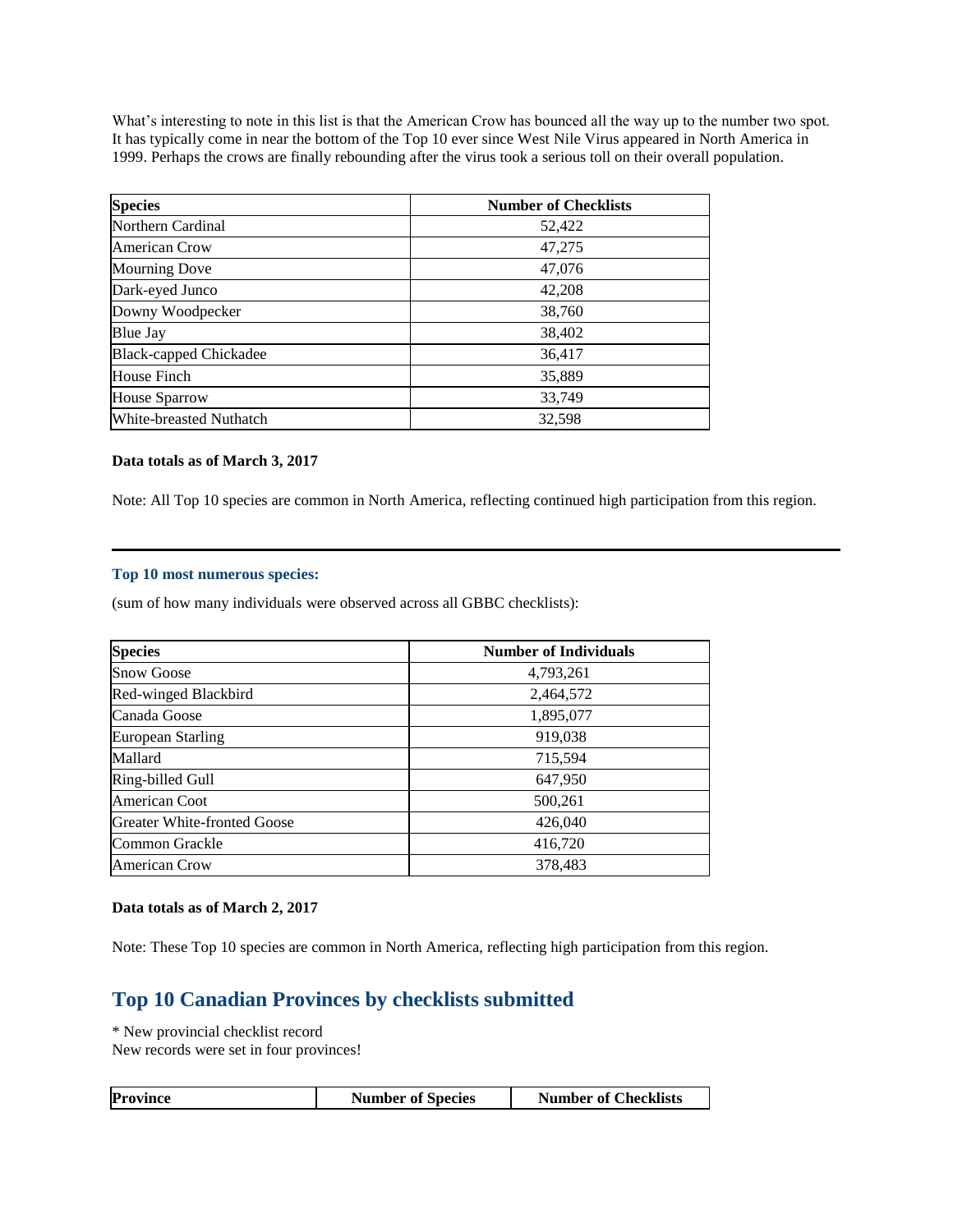What's interesting to note in this list is that the American Crow has bounced all the way up to the number two spot. It has typically come in near the bottom of the Top 10 ever since West Nile Virus appeared in North America in 1999. Perhaps the crows are finally rebounding after the virus took a serious toll on their overall population.

| Species | Number of Checklists |
|---|---|
| Northern Cardinal | 52,422 |
| American Crow | 47,275 |
| Mourning Dove | 47,076 |
| Dark-eyed Junco | 42,208 |
| Downy Woodpecker | 38,760 |
| Blue Jay | 38,402 |
| Black-capped Chickadee | 36,417 |
| House Finch | 35,889 |
| House Sparrow | 33,749 |
| White-breasted Nuthatch | 32,598 |

**Data totals as of March 3, 2017**

Note: All Top 10 species are common in North America, reflecting continued high participation from this region.

---

### Top 10 most numerous species:

(sum of how many individuals were observed across all GBBC checklists):

| Species | Number of Individuals |
|---|---|
| Snow Goose | 4,793,261 |
| Red-winged Blackbird | 2,464,572 |
| Canada Goose | 1,895,077 |
| European Starling | 919,038 |
| Mallard | 715,594 |
| Ring-billed Gull | 647,950 |
| American Coot | 500,261 |
| Greater White-fronted Goose | 426,040 |
| Common Grackle | 416,720 |
| American Crow | 378,483 |

**Data totals as of March 2, 2017**

Note: These Top 10 species are common in North America, reflecting high participation from this region.

## Top 10 Canadian Provinces by checklists submitted

* New provincial checklist record
New records were set in four provinces!

| Province | Number of Species | Number of Checklists |
|---|---|---|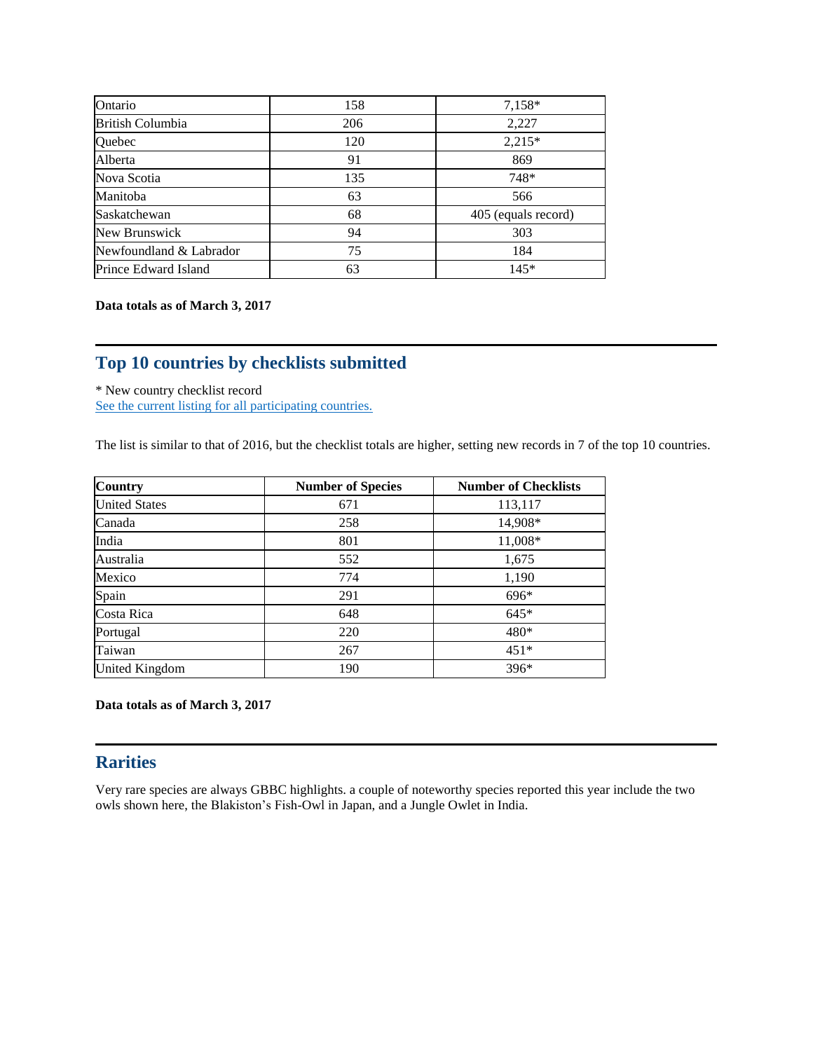| | | |
|---|---|---|
| Ontario | 158 | 7,158* |
| British Columbia | 206 | 2,227 |
| Quebec | 120 | 2,215* |
| Alberta | 91 | 869 |
| Nova Scotia | 135 | 748* |
| Manitoba | 63 | 566 |
| Saskatchewan | 68 | 405 (equals record) |
| New Brunswick | 94 | 303 |
| Newfoundland & Labrador | 75 | 184 |
| Prince Edward Island | 63 | 145* |

**Data totals as of March 3, 2017**

## Top 10 countries by checklists submitted

* New country checklist record

[See the current listing for all participating countries.]()

The list is similar to that of 2016, but the checklist totals are higher, setting new records in 7 of the top 10 countries.

| Country | Number of Species | Number of Checklists |
|---|---|---|
| United States | 671 | 113,117 |
| Canada | 258 | 14,908* |
| India | 801 | 11,008* |
| Australia | 552 | 1,675 |
| Mexico | 774 | 1,190 |
| Spain | 291 | 696* |
| Costa Rica | 648 | 645* |
| Portugal | 220 | 480* |
| Taiwan | 267 | 451* |
| United Kingdom | 190 | 396* |

**Data totals as of March 3, 2017**

## Rarities

Very rare species are always GBBC highlights. a couple of noteworthy species reported this year include the two owls shown here, the Blakiston's Fish-Owl in Japan, and a Jungle Owlet in India.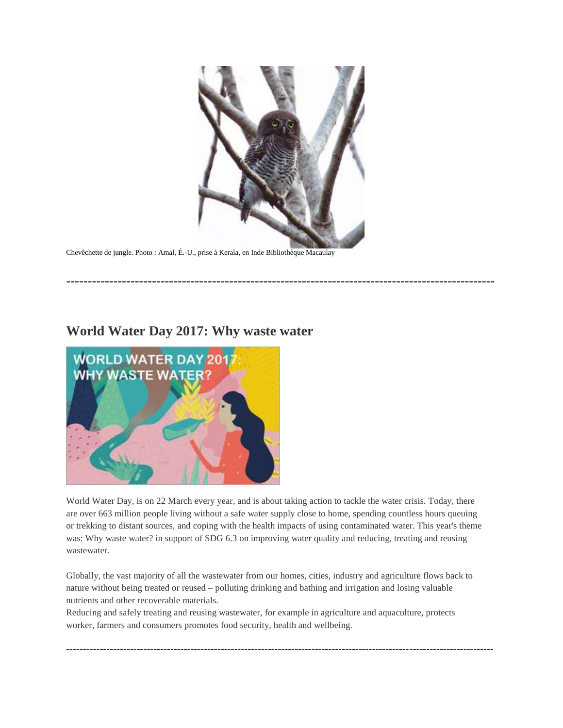Chevêchette de jungle. Photo : Amal, É.-U., prise à Kerala, en Inde Bibliothèque Macaulay

---

## World Water Day 2017: Why waste water

World Water Day, is on 22 March every year, and is about taking action to tackle the water crisis. Today, there are over 663 million people living without a safe water supply close to home, spending countless hours queuing or trekking to distant sources, and coping with the health impacts of using contaminated water. This year's theme was: Why waste water? in support of SDG 6.3 on improving water quality and reducing, treating and reusing wastewater.

Globally, the vast majority of all the wastewater from our homes, cities, industry and agriculture flows back to nature without being treated or reused – polluting drinking and bathing and irrigation and losing valuable nutrients and other recoverable materials.
Reducing and safely treating and reusing wastewater, for example in agriculture and aquaculture, protects worker, farmers and consumers promotes food security, health and wellbeing.

---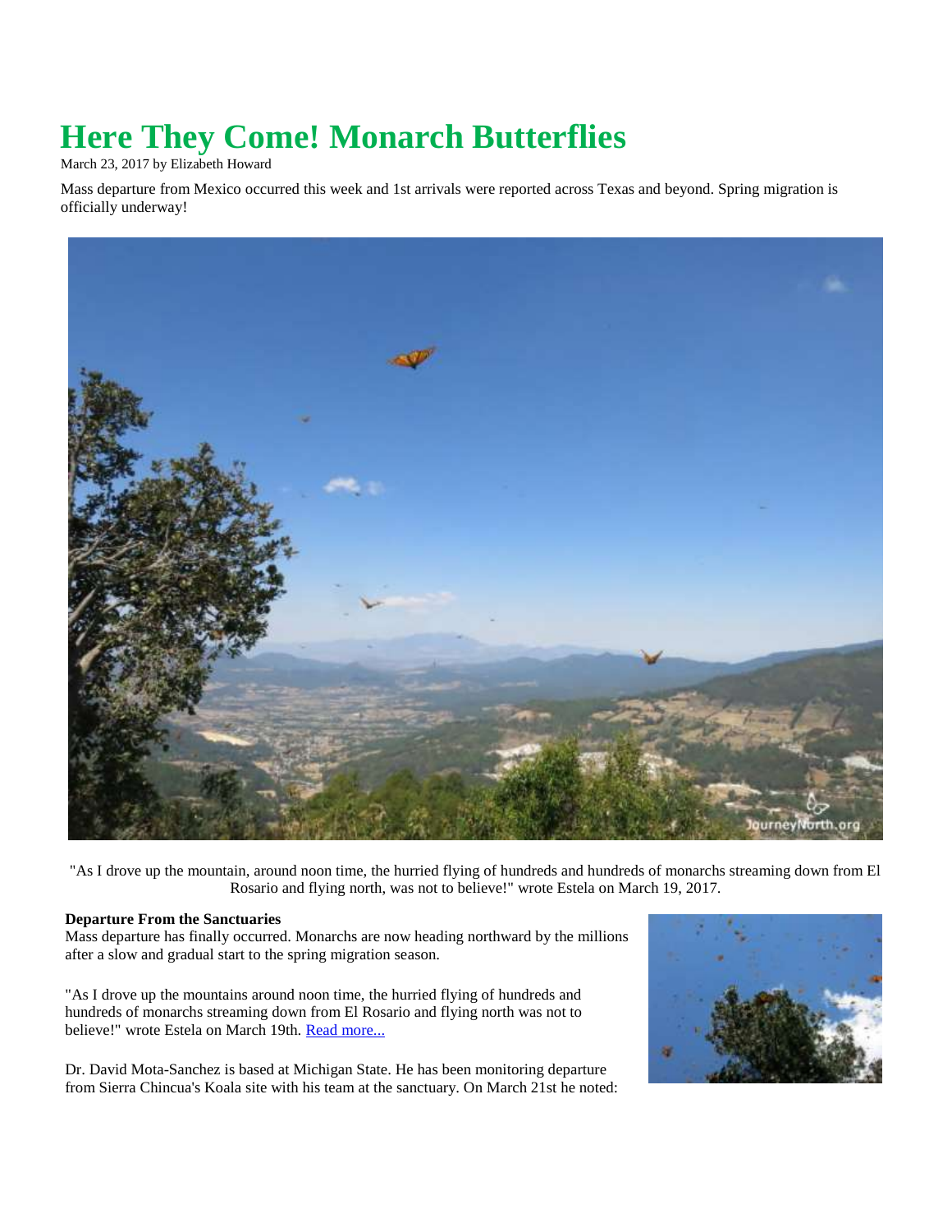# Here They Come! Monarch Butterflies

March 23, 2017 by Elizabeth Howard

Mass departure from Mexico occurred this week and 1st arrivals were reported across Texas and beyond. Spring migration is officially underway!

"As I drove up the mountain, around noon time, the hurried flying of hundreds and hundreds of monarchs streaming down from El Rosario and flying north, was not to believe!" wrote Estela on March 19, 2017.

**Departure From the Sanctuaries**

Mass departure has finally occurred. Monarchs are now heading northward by the millions after a slow and gradual start to the spring migration season.

"As I drove up the mountains around noon time, the hurried flying of hundreds and hundreds of monarchs streaming down from El Rosario and flying north was not to believe!" wrote Estela on March 19th. [Read more...]

Dr. David Mota-Sanchez is based at Michigan State. He has been monitoring departure from Sierra Chincua's Koala site with his team at the sanctuary. On March 21st he noted: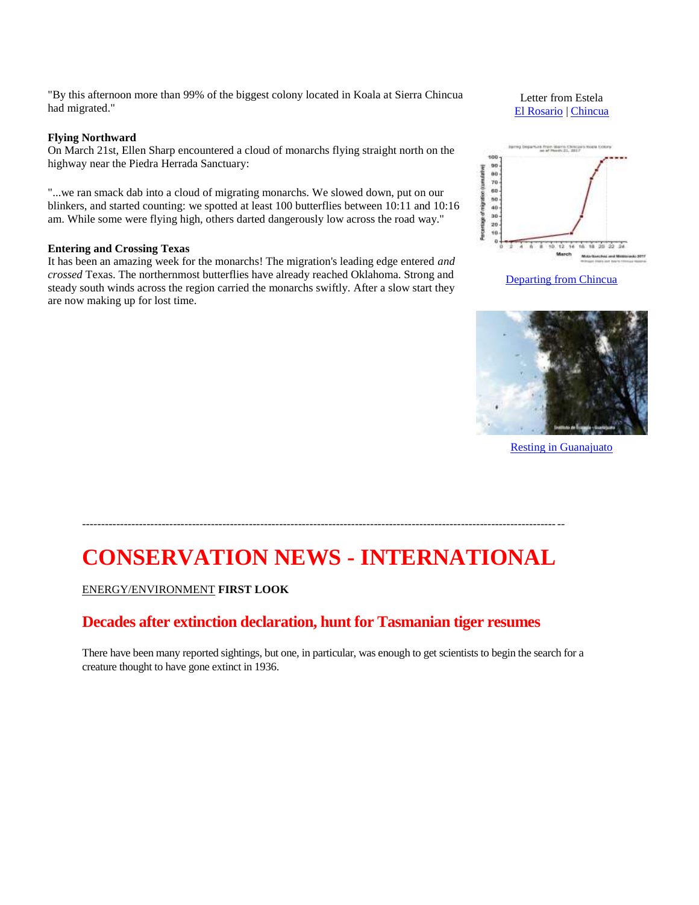"By this afternoon more than 99% of the biggest colony located in Koala at Sierra Chincua had migrated."

**Flying Northward**
On March 21st, Ellen Sharp encountered a cloud of monarchs flying straight north on the highway near the Piedra Herrada Sanctuary:

"...we ran smack dab into a cloud of migrating monarchs. We slowed down, put on our blinkers, and started counting: we spotted at least 100 butterflies between 10:11 and 10:16 am. While some were flying high, others darted dangerously low across the road way."

**Entering and Crossing Texas**
It has been an amazing week for the monarchs! The migration's leading edge entered *and crossed* Texas. The northernmost butterflies have already reached Oklahoma. Strong and steady south winds across the region carried the monarchs swiftly. After a slow start they are now making up for lost time.

Letter from Estela
El Rosario | Chincua

Spring Departure from Sierra Chincua's Koala Colony as of March 21, 2017

100
90
80
70
60
50
40
30
20
10
0

Percentage of migration (cumulative)

0 2 4 6 8 10 12 14 16 18 20 22 24

March

Departing from Chincua

Resting in Guanajuato

---

# CONSERVATION NEWS - INTERNATIONAL

ENERGY/ENVIRONMENT **FIRST LOOK**

## Decades after extinction declaration, hunt for Tasmanian tiger resumes

There have been many reported sightings, but one, in particular, was enough to get scientists to begin the search for a creature thought to have gone extinct in 1936.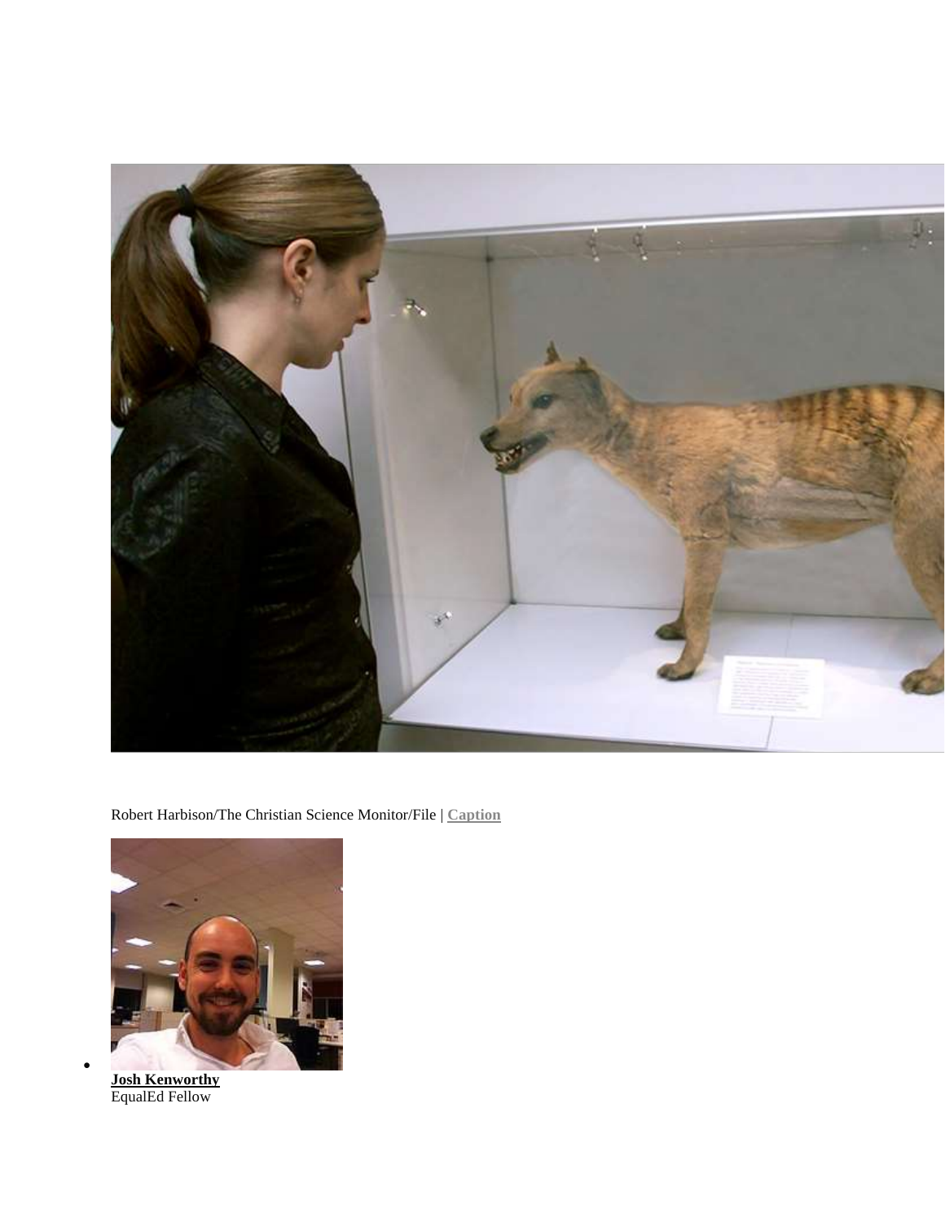Robert Harbison/The Christian Science Monitor/File | **Caption**

- **Josh Kenworthy**
  EqualEd Fellow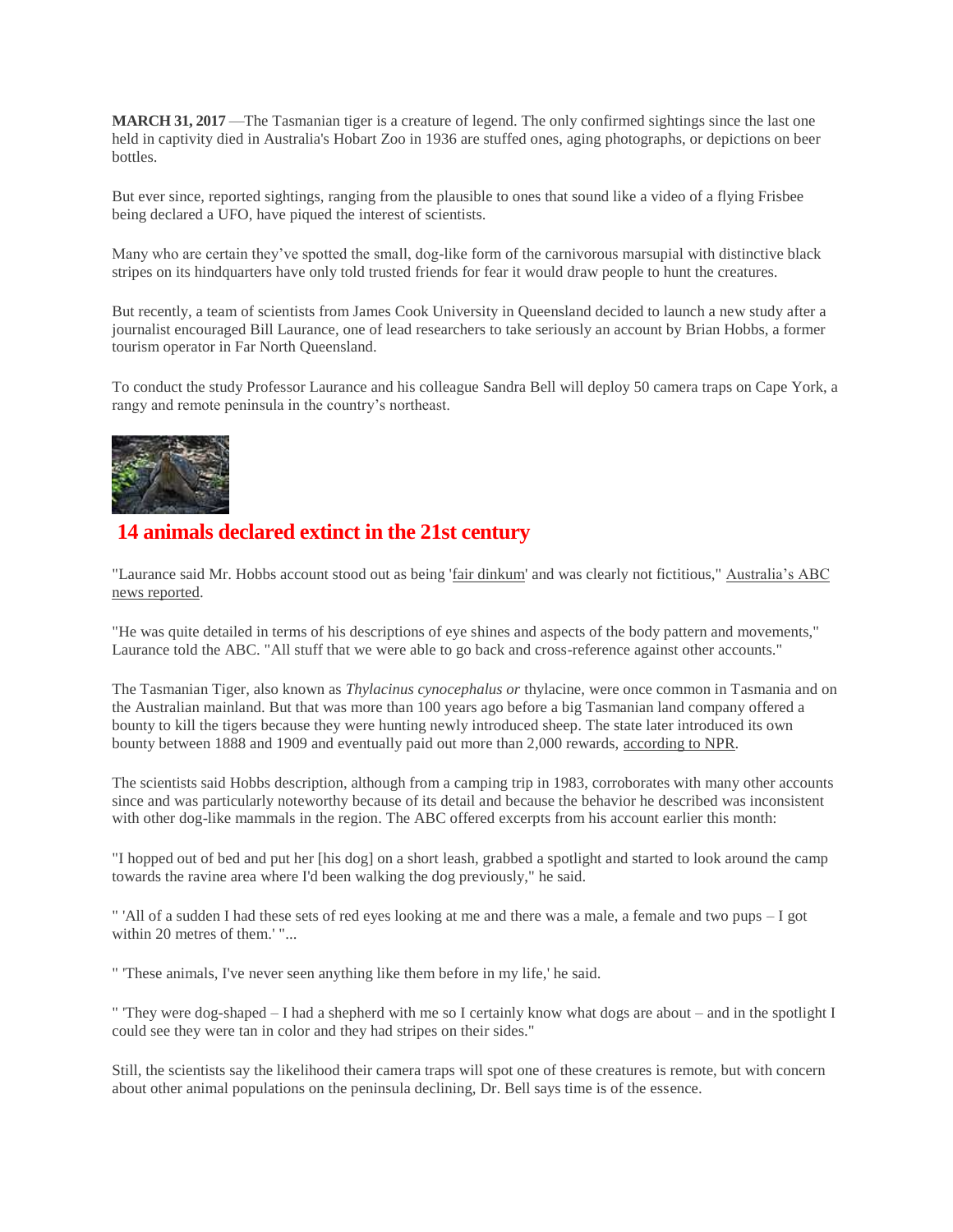**MARCH 31, 2017** —The Tasmanian tiger is a creature of legend. The only confirmed sightings since the last one held in captivity died in Australia's Hobart Zoo in 1936 are stuffed ones, aging photographs, or depictions on beer bottles.

But ever since, reported sightings, ranging from the plausible to ones that sound like a video of a flying Frisbee being declared a UFO, have piqued the interest of scientists.

Many who are certain they've spotted the small, dog-like form of the carnivorous marsupial with distinctive black stripes on its hindquarters have only told trusted friends for fear it would draw people to hunt the creatures.

But recently, a team of scientists from James Cook University in Queensland decided to launch a new study after a journalist encouraged Bill Laurance, one of lead researchers to take seriously an account by Brian Hobbs, a former tourism operator in Far North Queensland.

To conduct the study Professor Laurance and his colleague Sandra Bell will deploy 50 camera traps on Cape York, a rangy and remote peninsula in the country's northeast.

**14 animals declared extinct in the 21st century**

"Laurance said Mr. Hobbs account stood out as being 'fair dinkum' and was clearly not fictitious," Australia's ABC news reported.

"He was quite detailed in terms of his descriptions of eye shines and aspects of the body pattern and movements," Laurance told the ABC. "All stuff that we were able to go back and cross-reference against other accounts."

The Tasmanian Tiger, also known as *Thylacinus cynocephalus or* thylacine, were once common in Tasmania and on the Australian mainland. But that was more than 100 years ago before a big Tasmanian land company offered a bounty to kill the tigers because they were hunting newly introduced sheep. The state later introduced its own bounty between 1888 and 1909 and eventually paid out more than 2,000 rewards, according to NPR.

The scientists said Hobbs description, although from a camping trip in 1983, corroborates with many other accounts since and was particularly noteworthy because of its detail and because the behavior he described was inconsistent with other dog-like mammals in the region. The ABC offered excerpts from his account earlier this month:

"I hopped out of bed and put her [his dog] on a short leash, grabbed a spotlight and started to look around the camp towards the ravine area where I'd been walking the dog previously," he said.

" 'All of a sudden I had these sets of red eyes looking at me and there was a male, a female and two pups – I got within 20 metres of them.' "...

" 'These animals, I've never seen anything like them before in my life,' he said.

" 'They were dog-shaped – I had a shepherd with me so I certainly know what dogs are about – and in the spotlight I could see they were tan in color and they had stripes on their sides."

Still, the scientists say the likelihood their camera traps will spot one of these creatures is remote, but with concern about other animal populations on the peninsula declining, Dr. Bell says time is of the essence.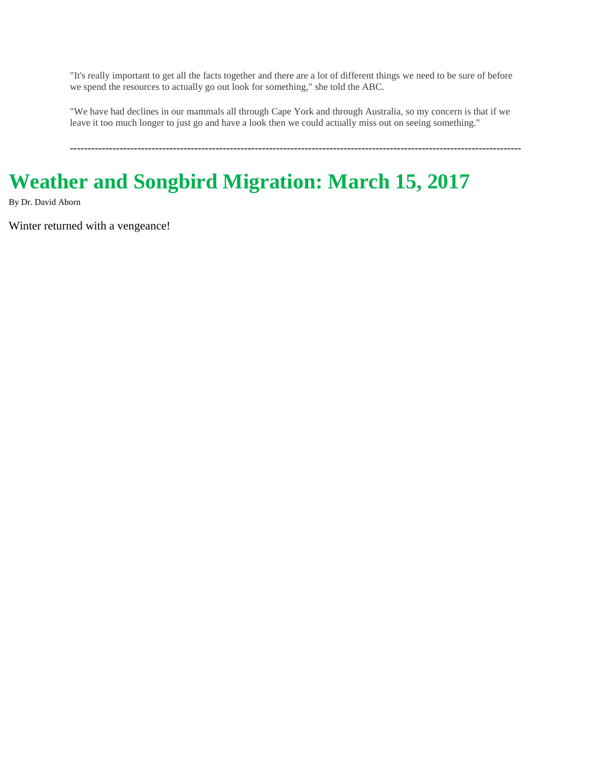"It's really important to get all the facts together and there are a lot of different things we need to be sure of before we spend the resources to actually go out look for something," she told the ABC.

"We have had declines in our mammals all through Cape York and through Australia, so my concern is that if we leave it too much longer to just go and have a look then we could actually miss out on seeing something."

---

# Weather and Songbird Migration: March 15, 2017

By Dr. David Aborn

Winter returned with a vengeance!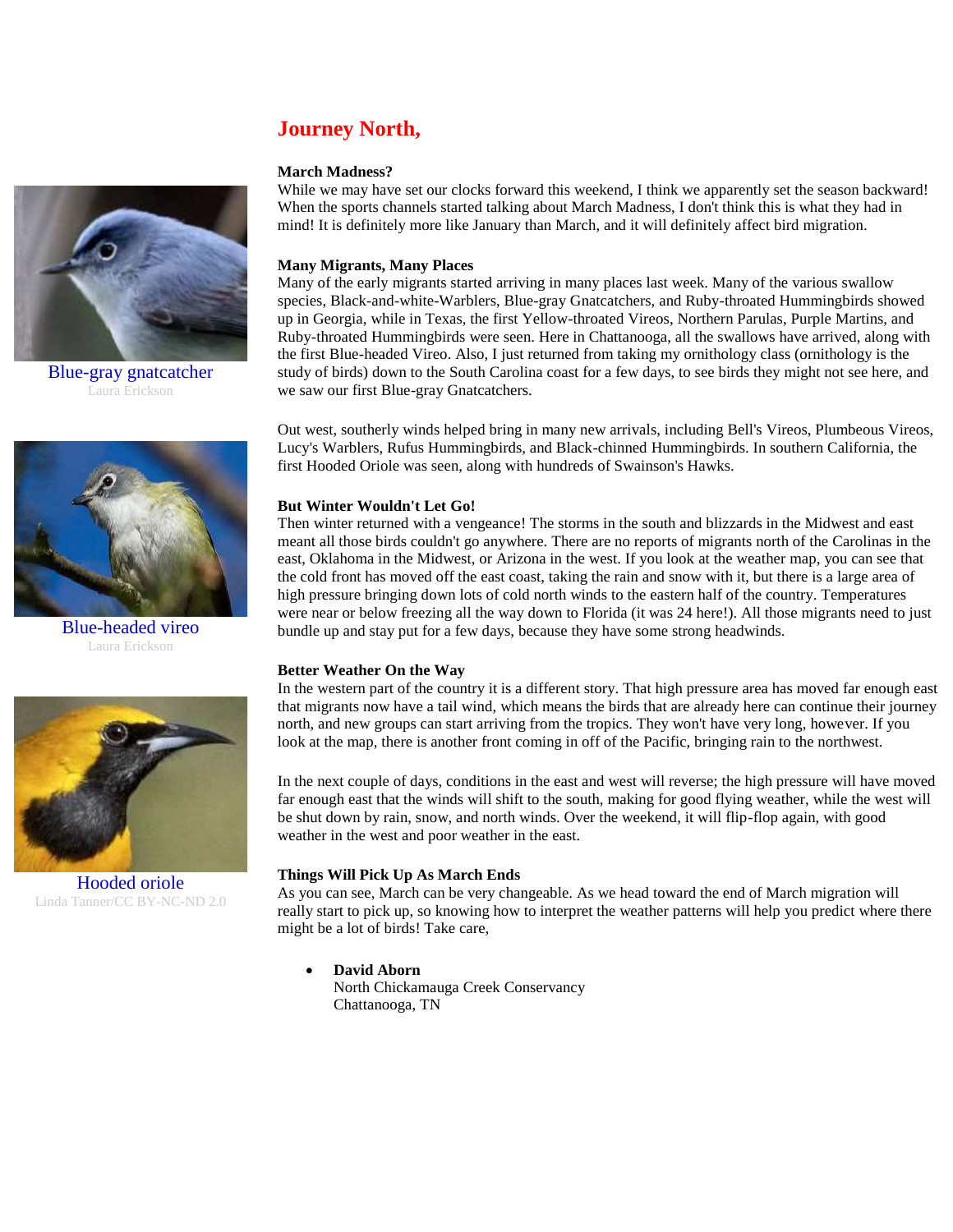# Journey North,

**March Madness?**

While we may have set our clocks forward this weekend, I think we apparently set the season backward! When the sports channels started talking about March Madness, I don't think this is what they had in mind! It is definitely more like January than March, and it will definitely affect bird migration.

**Many Migrants, Many Places**

Many of the early migrants started arriving in many places last week. Many of the various swallow species, Black-and-white-Warblers, Blue-gray Gnatcatchers, and Ruby-throated Hummingbirds showed up in Georgia, while in Texas, the first Yellow-throated Vireos, Northern Parulas, Purple Martins, and Ruby-throated Hummingbirds were seen. Here in Chattanooga, all the swallows have arrived, along with the first Blue-headed Vireo. Also, I just returned from taking my ornithology class (ornithology is the study of birds) down to the South Carolina coast for a few days, to see birds they might not see here, and we saw our first Blue-gray Gnatcatchers.

Out west, southerly winds helped bring in many new arrivals, including Bell's Vireos, Plumbeous Vireos, Lucy's Warblers, Rufus Hummingbirds, and Black-chinned Hummingbirds. In southern California, the first Hooded Oriole was seen, along with hundreds of Swainson's Hawks.

Blue-gray gnatcatcher
Laura Erickson

Blue-headed vireo
Laura Erickson

Hooded oriole
Linda Tanner/CC BY-NC-ND 2.0

**But Winter Wouldn't Let Go!**

Then winter returned with a vengeance! The storms in the south and blizzards in the Midwest and east meant all those birds couldn't go anywhere. There are no reports of migrants north of the Carolinas in the east, Oklahoma in the Midwest, or Arizona in the west. If you look at the weather map, you can see that the cold front has moved off the east coast, taking the rain and snow with it, but there is a large area of high pressure bringing down lots of cold north winds to the eastern half of the country. Temperatures were near or below freezing all the way down to Florida (it was 24 here!). All those migrants need to just bundle up and stay put for a few days, because they have some strong headwinds.

**Better Weather On the Way**

In the western part of the country it is a different story. That high pressure area has moved far enough east that migrants now have a tail wind, which means the birds that are already here can continue their journey north, and new groups can start arriving from the tropics. They won't have very long, however. If you look at the map, there is another front coming in off of the Pacific, bringing rain to the northwest.

In the next couple of days, conditions in the east and west will reverse; the high pressure will have moved far enough east that the winds will shift to the south, making for good flying weather, while the west will be shut down by rain, snow, and north winds. Over the weekend, it will flip-flop again, with good weather in the west and poor weather in the east.

**Things Will Pick Up As March Ends**

As you can see, March can be very changeable. As we head toward the end of March migration will really start to pick up, so knowing how to interpret the weather patterns will help you predict where there might be a lot of birds! Take care,

- **David Aborn**
  North Chickamauga Creek Conservancy
  Chattanooga, TN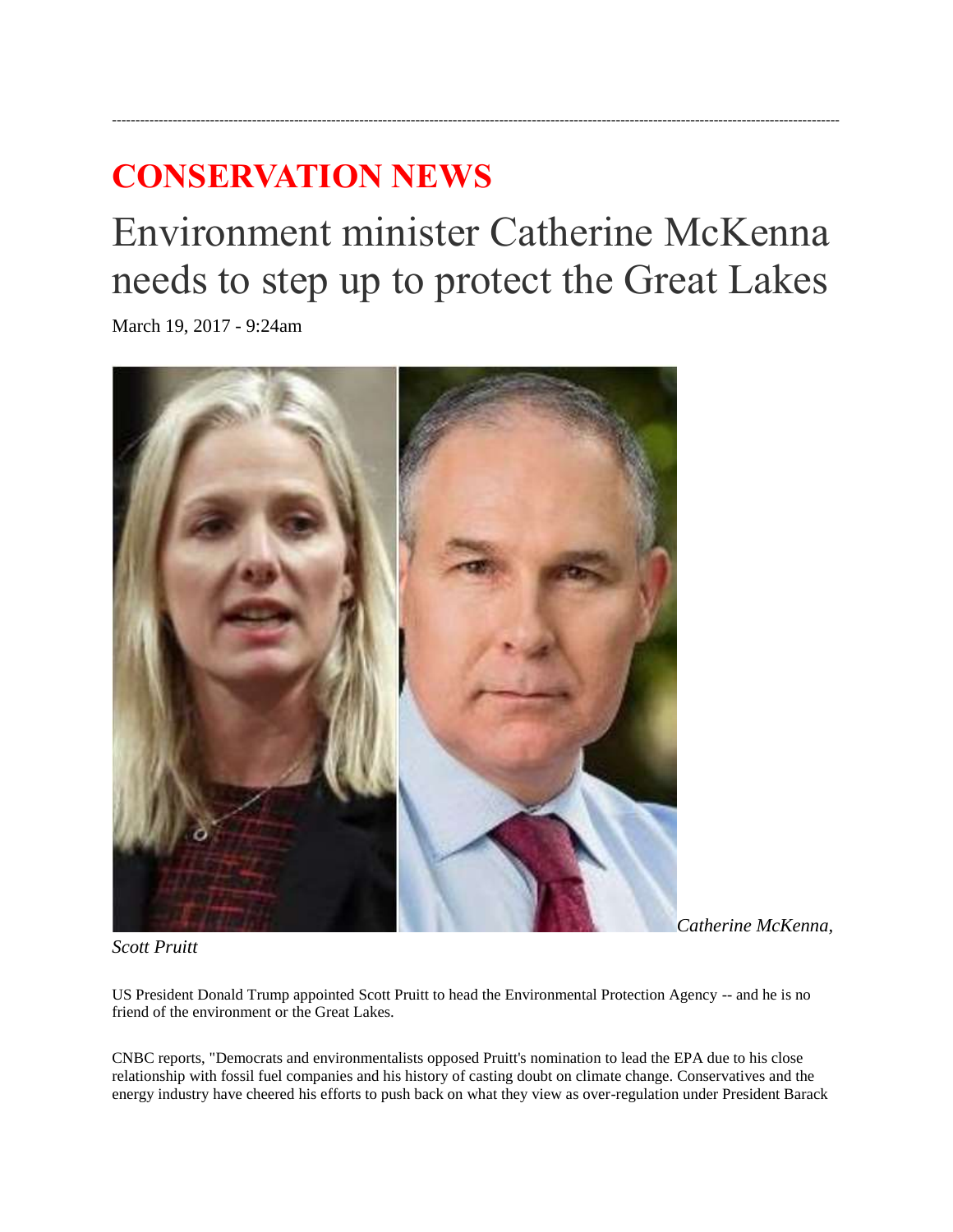---

# CONSERVATION NEWS

## Environment minister Catherine McKenna needs to step up to protect the Great Lakes

March 19, 2017 - 9:24am

*Catherine McKenna, Scott Pruitt*

US President Donald Trump appointed Scott Pruitt to head the Environmental Protection Agency -- and he is no friend of the environment or the Great Lakes.

CNBC reports, "Democrats and environmentalists opposed Pruitt's nomination to lead the EPA due to his close relationship with fossil fuel companies and his history of casting doubt on climate change. Conservatives and the energy industry have cheered his efforts to push back on what they view as over-regulation under President Barack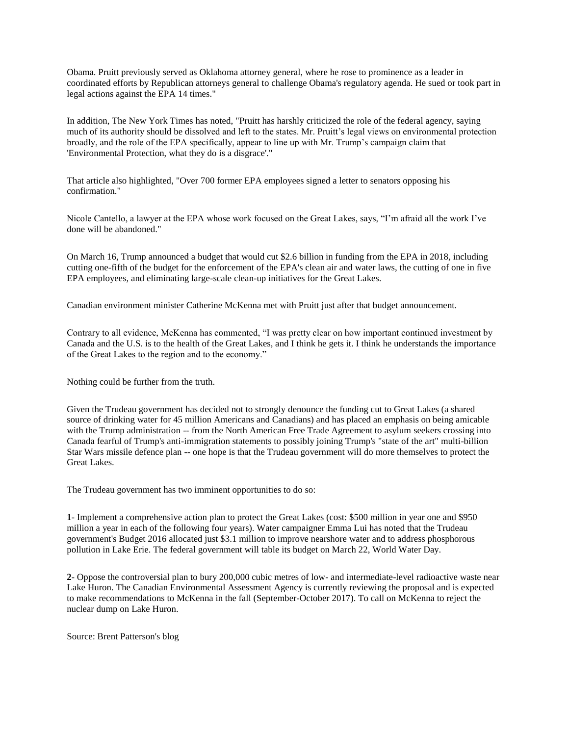Obama. Pruitt previously served as Oklahoma attorney general, where he rose to prominence as a leader in coordinated efforts by Republican attorneys general to challenge Obama's regulatory agenda. He sued or took part in legal actions against the EPA 14 times."

In addition, The New York Times has noted, "Pruitt has harshly criticized the role of the federal agency, saying much of its authority should be dissolved and left to the states. Mr. Pruitt's legal views on environmental protection broadly, and the role of the EPA specifically, appear to line up with Mr. Trump's campaign claim that 'Environmental Protection, what they do is a disgrace'."

That article also highlighted, "Over 700 former EPA employees signed a letter to senators opposing his confirmation."

Nicole Cantello, a lawyer at the EPA whose work focused on the Great Lakes, says, "I'm afraid all the work I've done will be abandoned."

On March 16, Trump announced a budget that would cut $2.6 billion in funding from the EPA in 2018, including cutting one-fifth of the budget for the enforcement of the EPA's clean air and water laws, the cutting of one in five EPA employees, and eliminating large-scale clean-up initiatives for the Great Lakes.

Canadian environment minister Catherine McKenna met with Pruitt just after that budget announcement.

Contrary to all evidence, McKenna has commented, "I was pretty clear on how important continued investment by Canada and the U.S. is to the health of the Great Lakes, and I think he gets it. I think he understands the importance of the Great Lakes to the region and to the economy."

Nothing could be further from the truth.

Given the Trudeau government has decided not to strongly denounce the funding cut to Great Lakes (a shared source of drinking water for 45 million Americans and Canadians) and has placed an emphasis on being amicable with the Trump administration -- from the North American Free Trade Agreement to asylum seekers crossing into Canada fearful of Trump's anti-immigration statements to possibly joining Trump's "state of the art" multi-billion Star Wars missile defence plan -- one hope is that the Trudeau government will do more themselves to protect the Great Lakes.

The Trudeau government has two imminent opportunities to do so:

**1**- Implement a comprehensive action plan to protect the Great Lakes (cost: $500 million in year one and $950 million a year in each of the following four years). Water campaigner Emma Lui has noted that the Trudeau government's Budget 2016 allocated just $3.1 million to improve nearshore water and to address phosphorous pollution in Lake Erie. The federal government will table its budget on March 22, World Water Day.

**2**- Oppose the controversial plan to bury 200,000 cubic metres of low- and intermediate-level radioactive waste near Lake Huron. The Canadian Environmental Assessment Agency is currently reviewing the proposal and is expected to make recommendations to McKenna in the fall (September-October 2017). To call on McKenna to reject the nuclear dump on Lake Huron.

Source: Brent Patterson's blog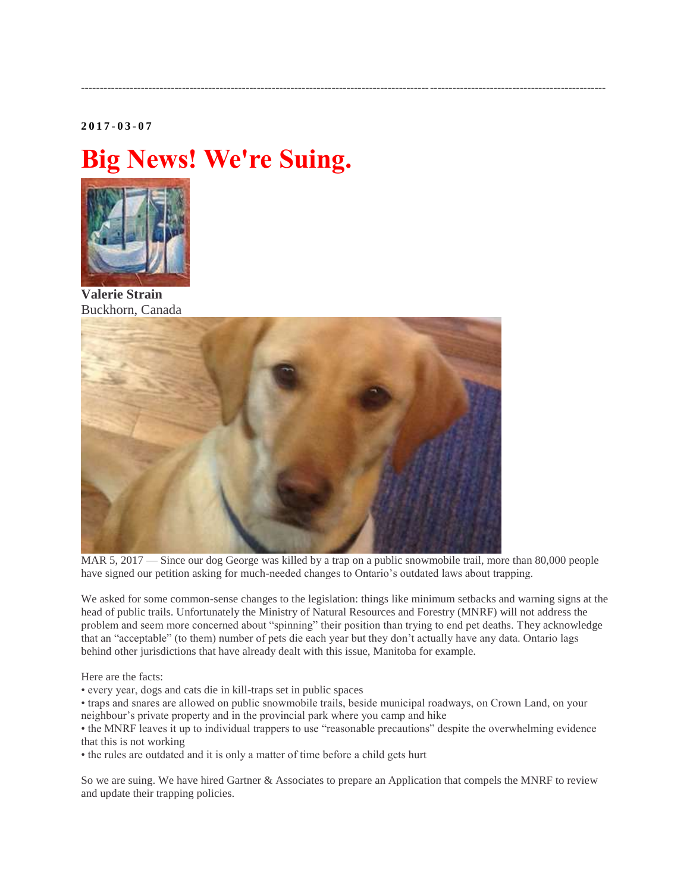---

**2017-03-07**

# Big News! We're Suing.

**Valerie Strain**
Buckhorn, Canada

MAR 5, 2017 — Since our dog George was killed by a trap on a public snowmobile trail, more than 80,000 people have signed our petition asking for much-needed changes to Ontario's outdated laws about trapping.

We asked for some common-sense changes to the legislation: things like minimum setbacks and warning signs at the head of public trails. Unfortunately the Ministry of Natural Resources and Forestry (MNRF) will not address the problem and seem more concerned about "spinning" their position than trying to end pet deaths. They acknowledge that an "acceptable" (to them) number of pets die each year but they don't actually have any data. Ontario lags behind other jurisdictions that have already dealt with this issue, Manitoba for example.

Here are the facts:

- every year, dogs and cats die in kill-traps set in public spaces
- traps and snares are allowed on public snowmobile trails, beside municipal roadways, on Crown Land, on your neighbour's private property and in the provincial park where you camp and hike
- the MNRF leaves it up to individual trappers to use "reasonable precautions" despite the overwhelming evidence that this is not working
- the rules are outdated and it is only a matter of time before a child gets hurt

So we are suing. We have hired Gartner & Associates to prepare an Application that compels the MNRF to review and update their trapping policies.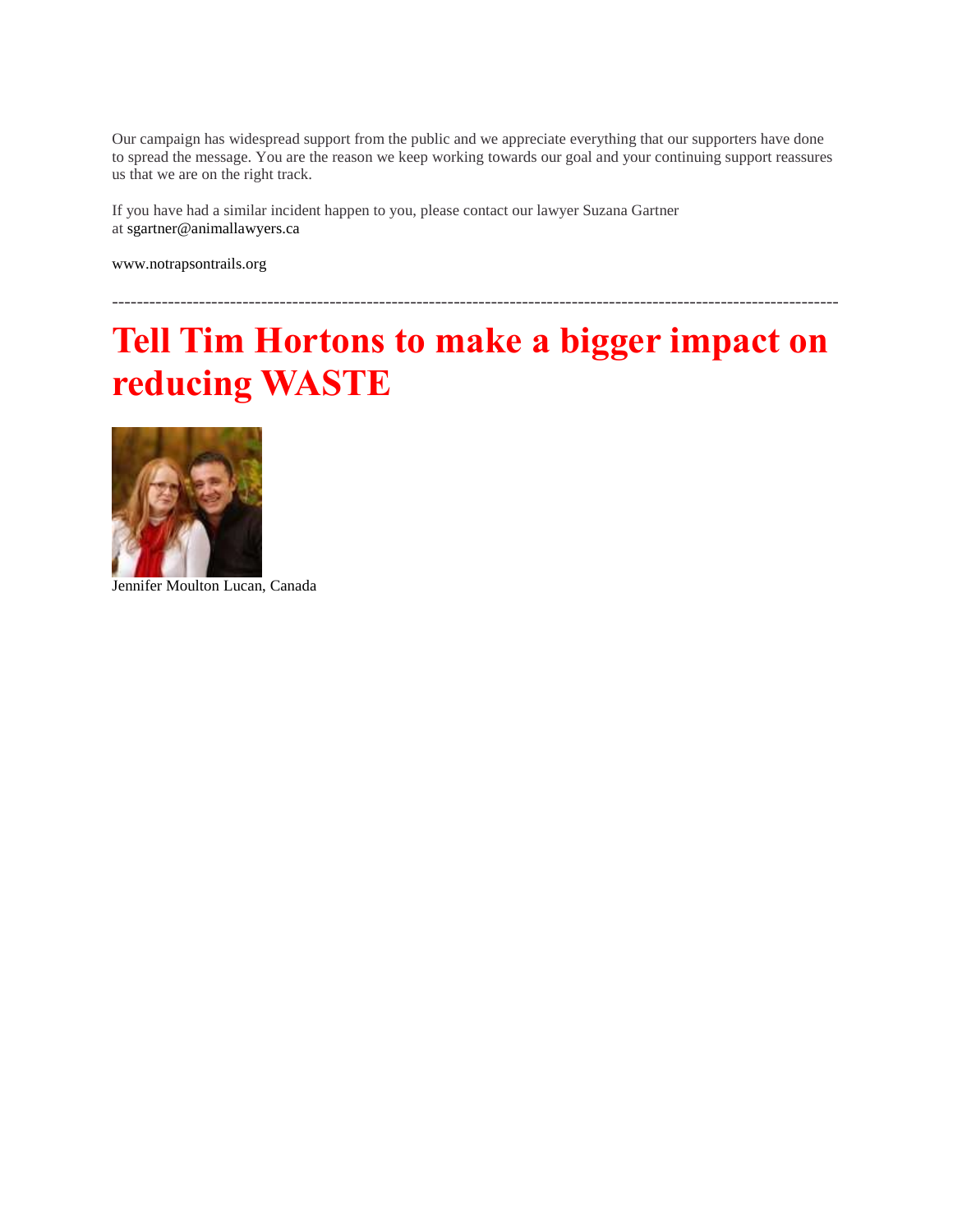Our campaign has widespread support from the public and we appreciate everything that our supporters have done to spread the message. You are the reason we keep working towards our goal and your continuing support reassures us that we are on the right track.

If you have had a similar incident happen to you, please contact our lawyer Suzana Gartner at sgartner@animallawyers.ca

www.notrapsontrails.org

---

# Tell Tim Hortons to make a bigger impact on reducing WASTE

Jennifer Moulton Lucan, Canada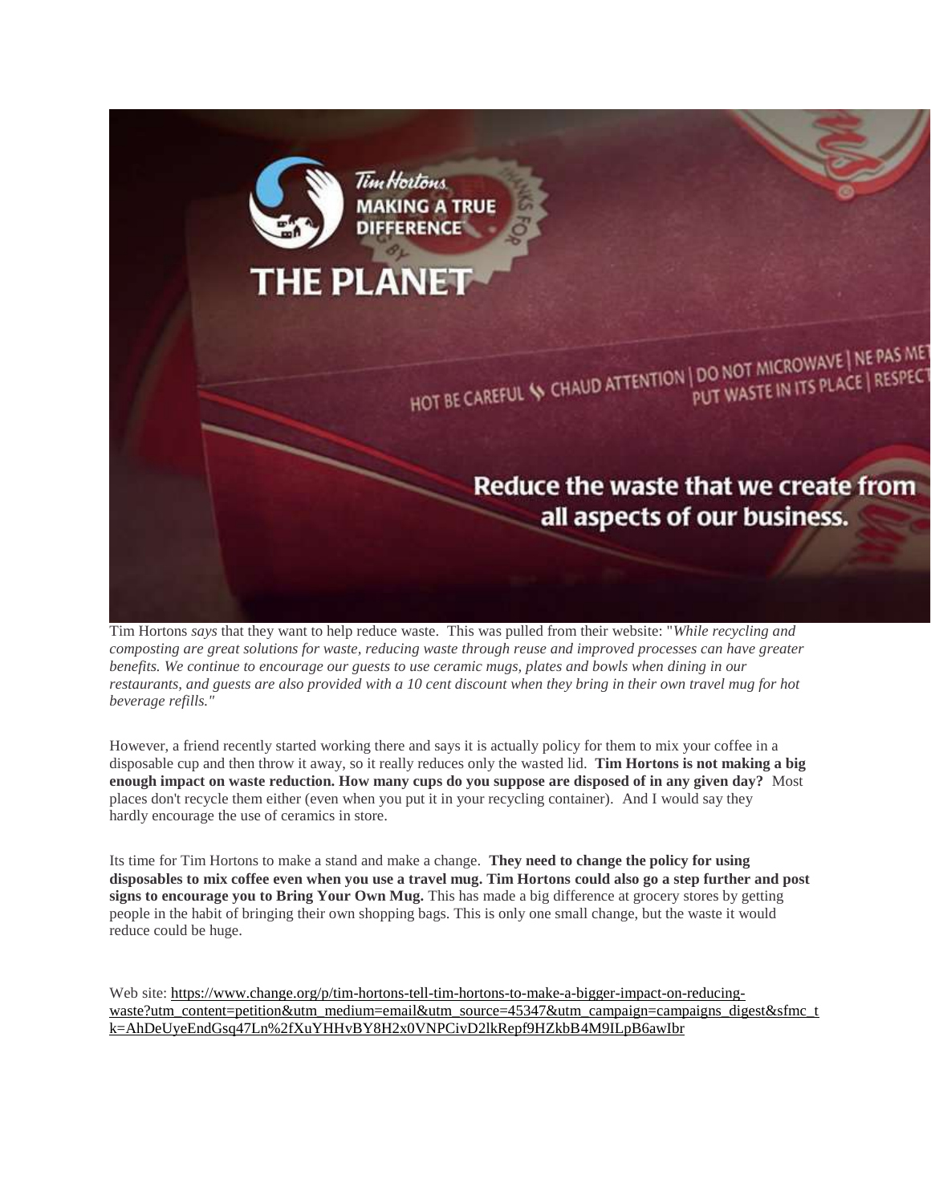Tim Hortons *says* that they want to help reduce waste. This was pulled from their website: "*While recycling and composting are great solutions for waste, reducing waste through reuse and improved processes can have greater benefits. We continue to encourage our guests to use ceramic mugs, plates and bowls when dining in our restaurants, and guests are also provided with a 10 cent discount when they bring in their own travel mug for hot beverage refills."*

However, a friend recently started working there and says it is actually policy for them to mix your coffee in a disposable cup and then throw it away, so it really reduces only the wasted lid. **Tim Hortons is not making a big enough impact on waste reduction. How many cups do you suppose are disposed of in any given day?** Most places don't recycle them either (even when you put it in your recycling container). And I would say they hardly encourage the use of ceramics in store.

Its time for Tim Hortons to make a stand and make a change. **They need to change the policy for using disposables to mix coffee even when you use a travel mug. Tim Hortons could also go a step further and post signs to encourage you to Bring Your Own Mug.** This has made a big difference at grocery stores by getting people in the habit of bringing their own shopping bags. This is only one small change, but the waste it would reduce could be huge.

Web site: [https://www.change.org/p/tim-hortons-tell-tim-hortons-to-make-a-bigger-impact-on-reducing-waste?utm_content=petition&utm_medium=email&utm_source=45347&utm_campaign=campaigns_digest&sfmc_tk=AhDeUyeEndGsq47Ln%2fXuYHHvBY8H2x0VNPCivD2lkRepf9HZkbB4M9ILpB6awIbr](https://www.change.org/p/tim-hortons-tell-tim-hortons-to-make-a-bigger-impact-on-reducing-waste?utm_content=petition&utm_medium=email&utm_source=45347&utm_campaign=campaigns_digest&sfmc_tk=AhDeUyeEndGsq47Ln%2fXuYHHvBY8H2x0VNPCivD2lkRepf9HZkbB4M9ILpB6awIbr)